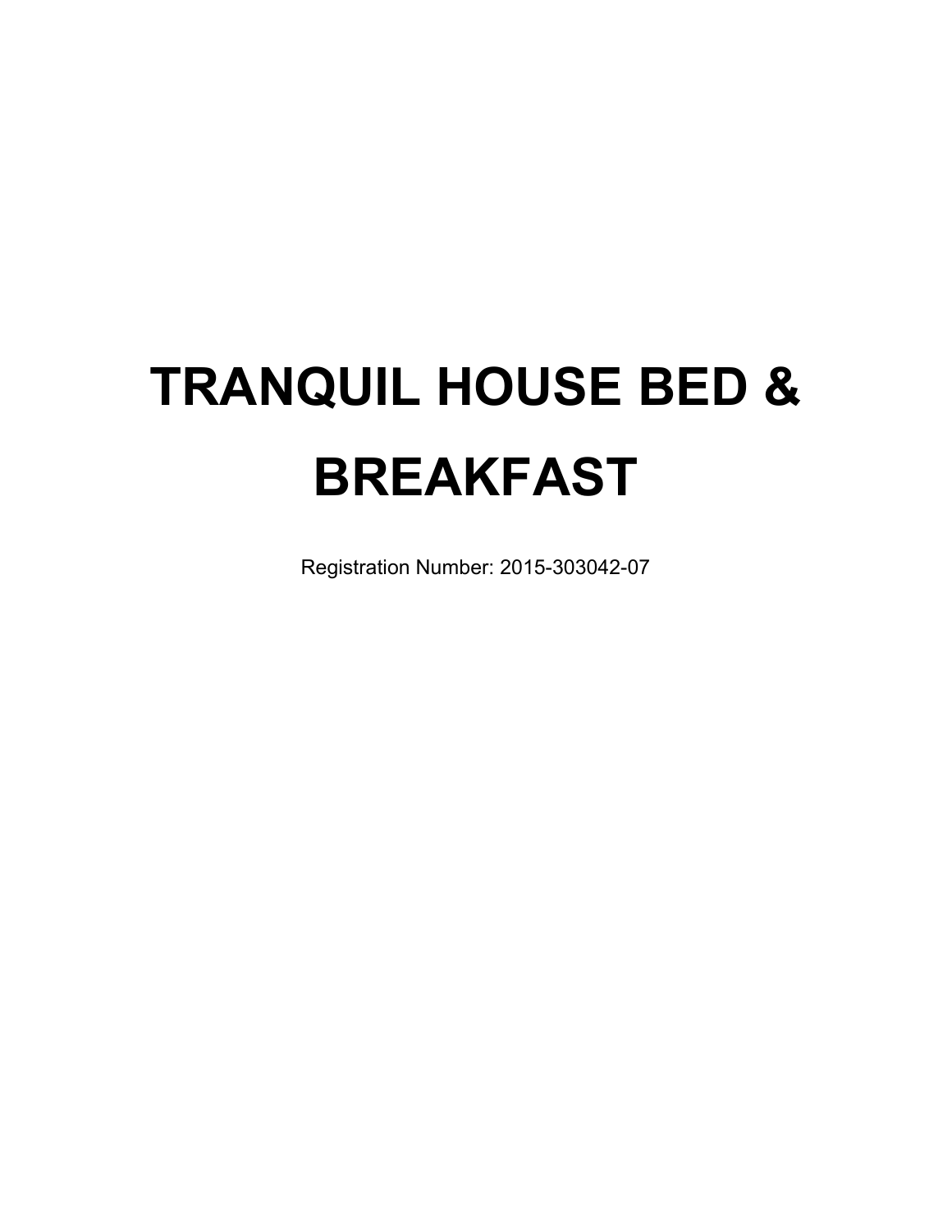# TRANQUIL HOUSE BED & BREAKFAST

Registration Number: 2015-303042-07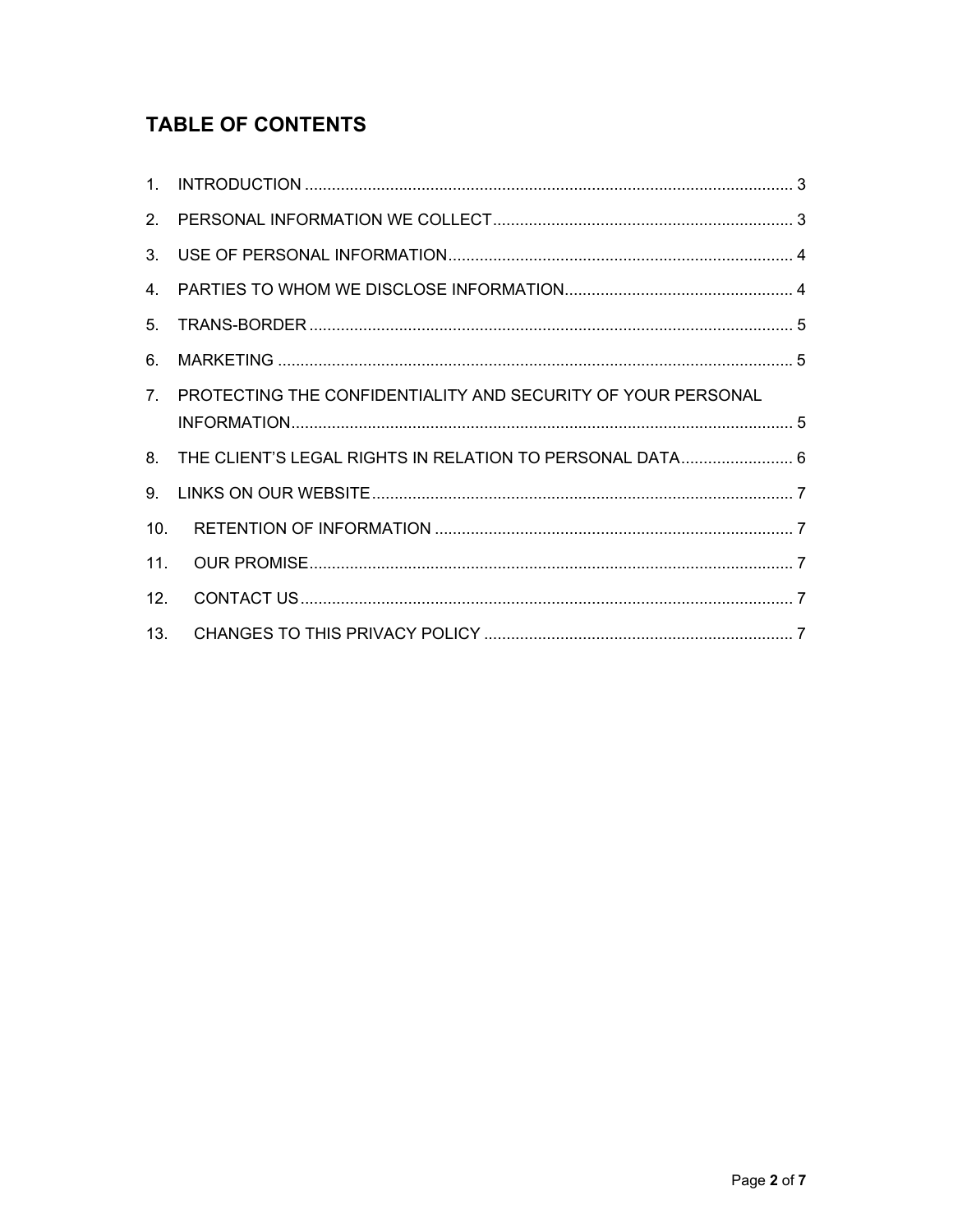## TABLE OF CONTENTS

1. INTRODUCTION ........................................................................................................... 3
2. PERSONAL INFORMATION WE COLLECT .................................................................. 3
3. USE OF PERSONAL INFORMATION ............................................................................ 4
4. PARTIES TO WHOM WE DISCLOSE INFORMATION .................................................. 4
5. TRANS-BORDER ........................................................................................................... 5
6. MARKETING .................................................................................................................. 5
7. PROTECTING THE CONFIDENTIALITY AND SECURITY OF YOUR PERSONAL INFORMATION ............................................................................................................. 5
8. THE CLIENT'S LEGAL RIGHTS IN RELATION TO PERSONAL DATA ......................... 6
9. LINKS ON OUR WEBSITE ............................................................................................. 7
10. RETENTION OF INFORMATION ................................................................................ 7
11. OUR PROMISE ........................................................................................................... 7
12. CONTACT US ............................................................................................................. 7
13. CHANGES TO THIS PRIVACY POLICY ..................................................................... 7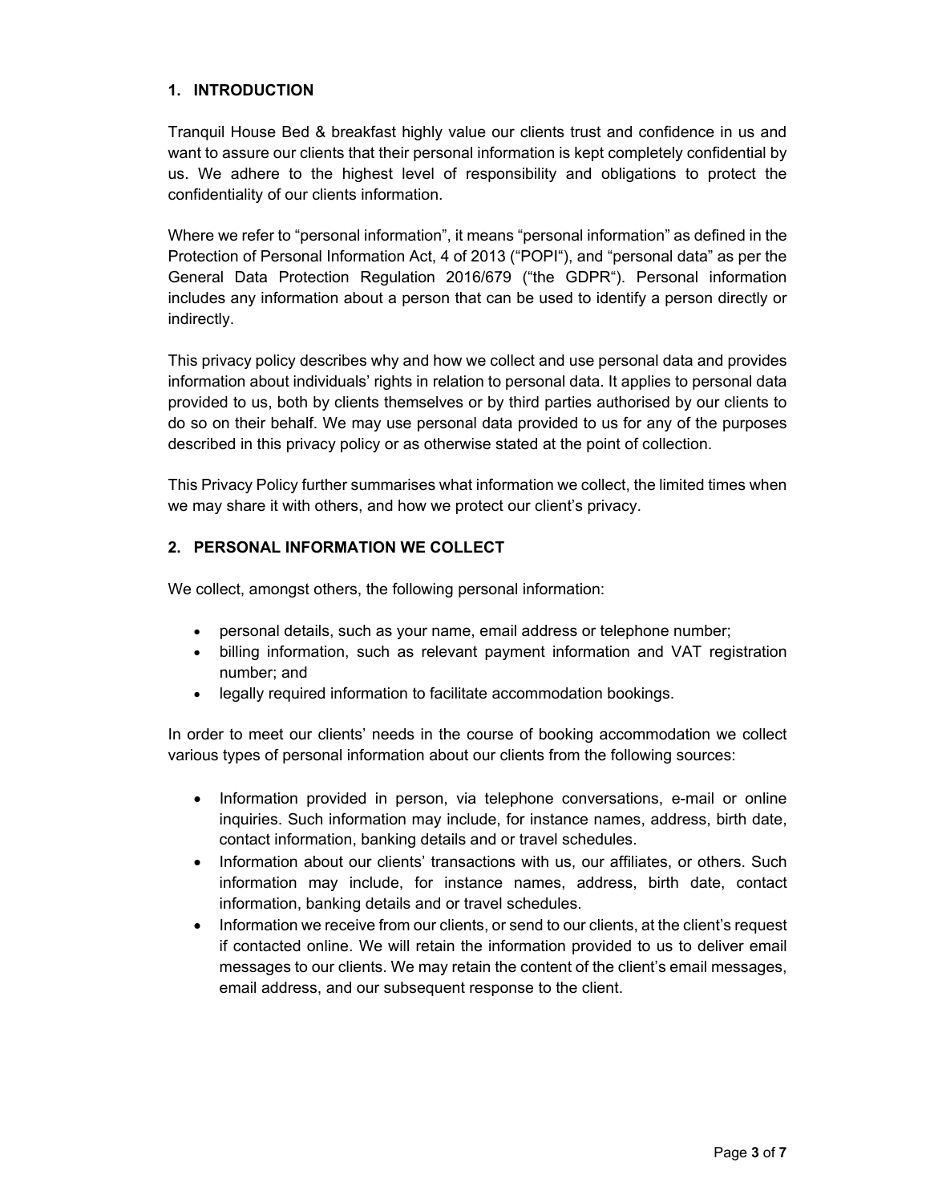## 1. INTRODUCTION

Tranquil House Bed & breakfast highly value our clients trust and confidence in us and want to assure our clients that their personal information is kept completely confidential by us. We adhere to the highest level of responsibility and obligations to protect the confidentiality of our clients information.

Where we refer to "personal information", it means "personal information" as defined in the Protection of Personal Information Act, 4 of 2013 ("POPI"), and "personal data" as per the General Data Protection Regulation 2016/679 ("the GDPR"). Personal information includes any information about a person that can be used to identify a person directly or indirectly.

This privacy policy describes why and how we collect and use personal data and provides information about individuals' rights in relation to personal data. It applies to personal data provided to us, both by clients themselves or by third parties authorised by our clients to do so on their behalf. We may use personal data provided to us for any of the purposes described in this privacy policy or as otherwise stated at the point of collection.

This Privacy Policy further summarises what information we collect, the limited times when we may share it with others, and how we protect our client's privacy.

## 2. PERSONAL INFORMATION WE COLLECT

We collect, amongst others, the following personal information:

- personal details, such as your name, email address or telephone number;
- billing information, such as relevant payment information and VAT registration number; and
- legally required information to facilitate accommodation bookings.

In order to meet our clients' needs in the course of booking accommodation we collect various types of personal information about our clients from the following sources:

- Information provided in person, via telephone conversations, e-mail or online inquiries. Such information may include, for instance names, address, birth date, contact information, banking details and or travel schedules.
- Information about our clients' transactions with us, our affiliates, or others. Such information may include, for instance names, address, birth date, contact information, banking details and or travel schedules.
- Information we receive from our clients, or send to our clients, at the client's request if contacted online. We will retain the information provided to us to deliver email messages to our clients. We may retain the content of the client's email messages, email address, and our subsequent response to the client.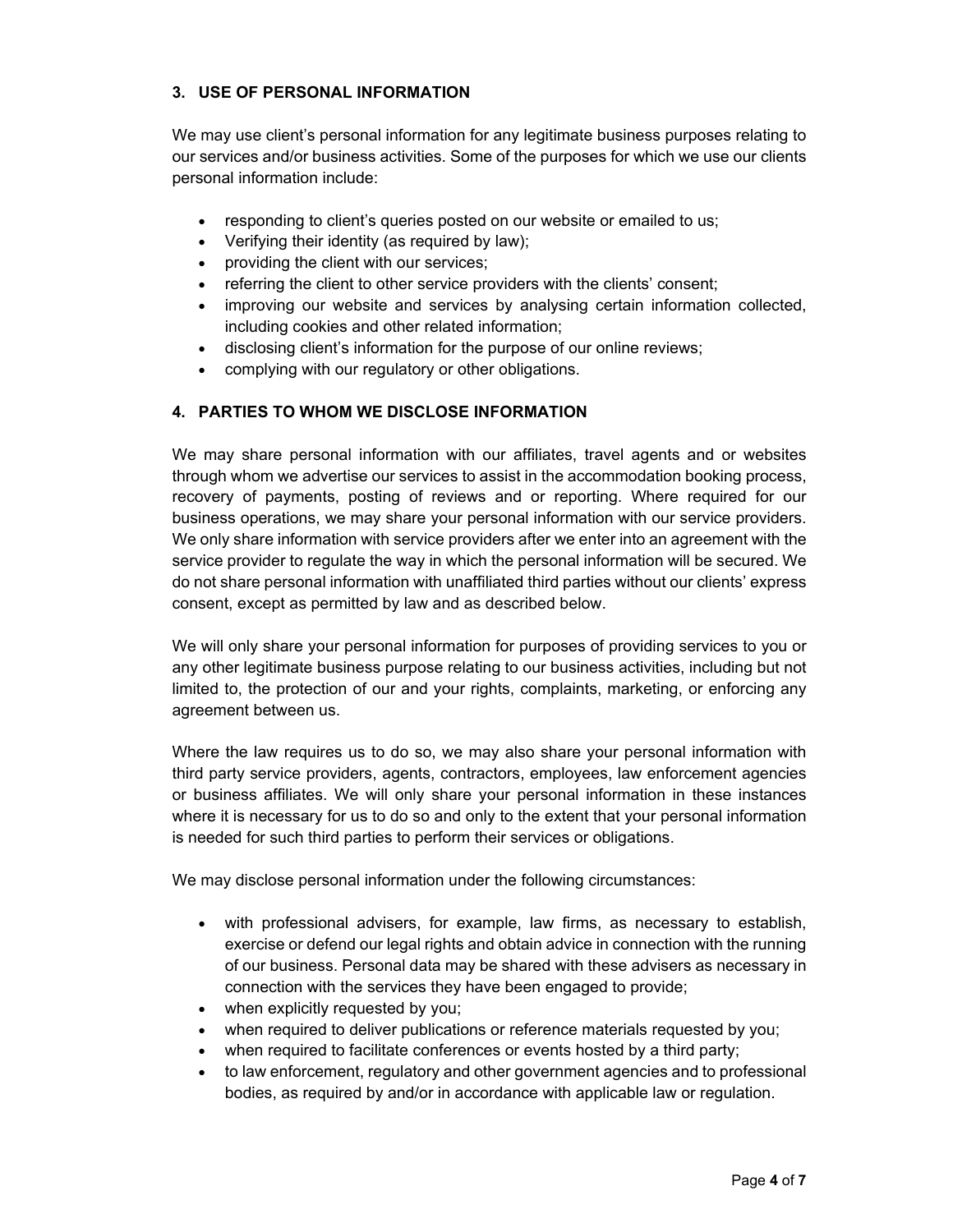## 3. USE OF PERSONAL INFORMATION

We may use client's personal information for any legitimate business purposes relating to our services and/or business activities. Some of the purposes for which we use our clients personal information include:

- responding to client's queries posted on our website or emailed to us;
- Verifying their identity (as required by law);
- providing the client with our services;
- referring the client to other service providers with the clients' consent;
- improving our website and services by analysing certain information collected, including cookies and other related information;
- disclosing client's information for the purpose of our online reviews;
- complying with our regulatory or other obligations.

## 4. PARTIES TO WHOM WE DISCLOSE INFORMATION

We may share personal information with our affiliates, travel agents and or websites through whom we advertise our services to assist in the accommodation booking process, recovery of payments, posting of reviews and or reporting. Where required for our business operations, we may share your personal information with our service providers. We only share information with service providers after we enter into an agreement with the service provider to regulate the way in which the personal information will be secured. We do not share personal information with unaffiliated third parties without our clients' express consent, except as permitted by law and as described below.

We will only share your personal information for purposes of providing services to you or any other legitimate business purpose relating to our business activities, including but not limited to, the protection of our and your rights, complaints, marketing, or enforcing any agreement between us.

Where the law requires us to do so, we may also share your personal information with third party service providers, agents, contractors, employees, law enforcement agencies or business affiliates. We will only share your personal information in these instances where it is necessary for us to do so and only to the extent that your personal information is needed for such third parties to perform their services or obligations.

We may disclose personal information under the following circumstances:

- with professional advisers, for example, law firms, as necessary to establish, exercise or defend our legal rights and obtain advice in connection with the running of our business. Personal data may be shared with these advisers as necessary in connection with the services they have been engaged to provide;
- when explicitly requested by you;
- when required to deliver publications or reference materials requested by you;
- when required to facilitate conferences or events hosted by a third party;
- to law enforcement, regulatory and other government agencies and to professional bodies, as required by and/or in accordance with applicable law or regulation.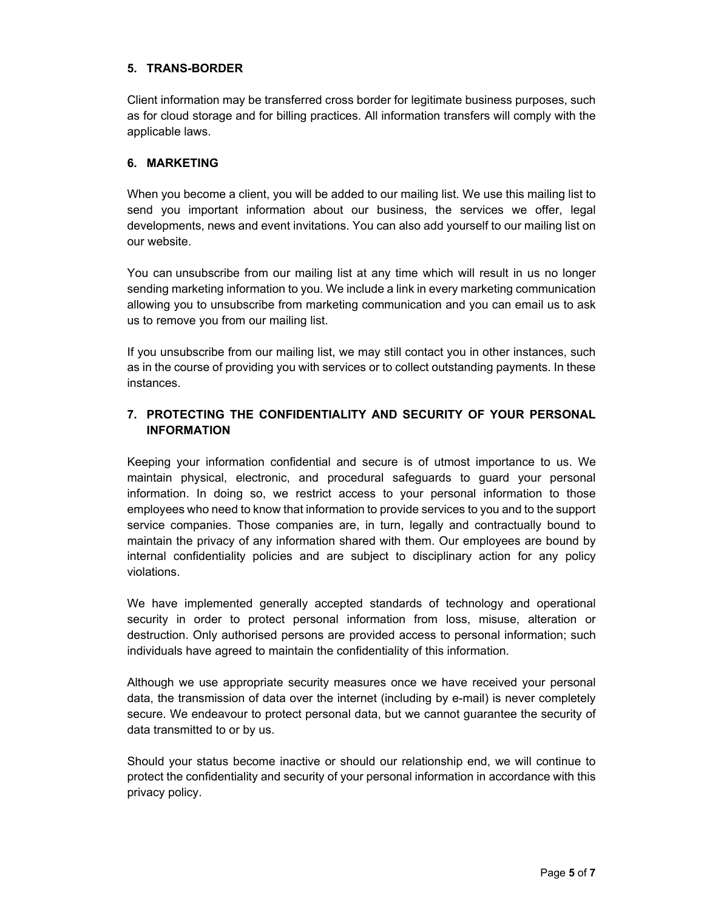## 5. TRANS-BORDER

Client information may be transferred cross border for legitimate business purposes, such as for cloud storage and for billing practices. All information transfers will comply with the applicable laws.

## 6. MARKETING

When you become a client, you will be added to our mailing list. We use this mailing list to send you important information about our business, the services we offer, legal developments, news and event invitations. You can also add yourself to our mailing list on our website.

You can unsubscribe from our mailing list at any time which will result in us no longer sending marketing information to you. We include a link in every marketing communication allowing you to unsubscribe from marketing communication and you can email us to ask us to remove you from our mailing list.

If you unsubscribe from our mailing list, we may still contact you in other instances, such as in the course of providing you with services or to collect outstanding payments. In these instances.

## 7. PROTECTING THE CONFIDENTIALITY AND SECURITY OF YOUR PERSONAL INFORMATION

Keeping your information confidential and secure is of utmost importance to us. We maintain physical, electronic, and procedural safeguards to guard your personal information. In doing so, we restrict access to your personal information to those employees who need to know that information to provide services to you and to the support service companies. Those companies are, in turn, legally and contractually bound to maintain the privacy of any information shared with them. Our employees are bound by internal confidentiality policies and are subject to disciplinary action for any policy violations.

We have implemented generally accepted standards of technology and operational security in order to protect personal information from loss, misuse, alteration or destruction. Only authorised persons are provided access to personal information; such individuals have agreed to maintain the confidentiality of this information.

Although we use appropriate security measures once we have received your personal data, the transmission of data over the internet (including by e-mail) is never completely secure. We endeavour to protect personal data, but we cannot guarantee the security of data transmitted to or by us.

Should your status become inactive or should our relationship end, we will continue to protect the confidentiality and security of your personal information in accordance with this privacy policy.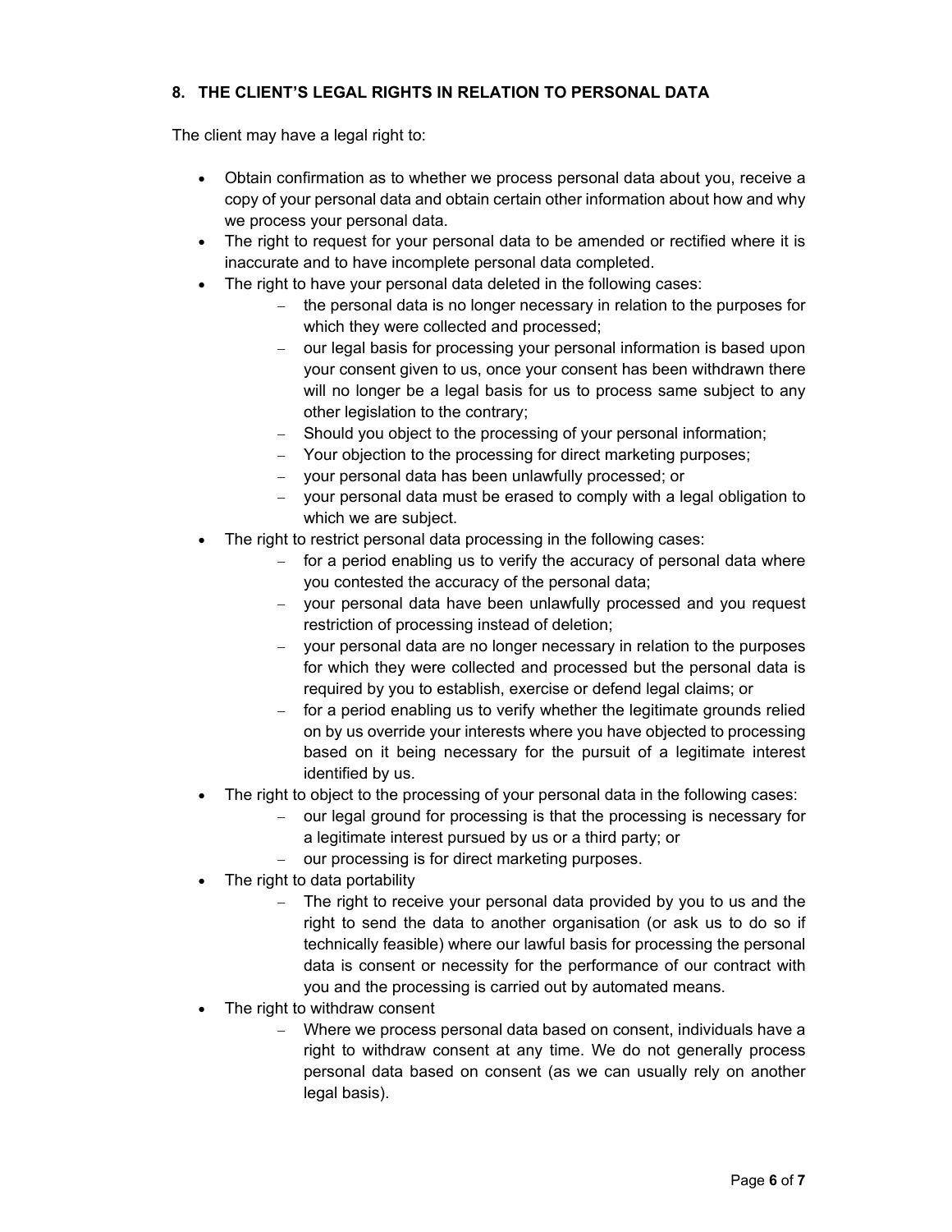## 8. THE CLIENT'S LEGAL RIGHTS IN RELATION TO PERSONAL DATA

The client may have a legal right to:

- Obtain confirmation as to whether we process personal data about you, receive a copy of your personal data and obtain certain other information about how and why we process your personal data.
- The right to request for your personal data to be amended or rectified where it is inaccurate and to have incomplete personal data completed.
- The right to have your personal data deleted in the following cases:
  - the personal data is no longer necessary in relation to the purposes for which they were collected and processed;
  - our legal basis for processing your personal information is based upon your consent given to us, once your consent has been withdrawn there will no longer be a legal basis for us to process same subject to any other legislation to the contrary;
  - Should you object to the processing of your personal information;
  - Your objection to the processing for direct marketing purposes;
  - your personal data has been unlawfully processed; or
  - your personal data must be erased to comply with a legal obligation to which we are subject.
- The right to restrict personal data processing in the following cases:
  - for a period enabling us to verify the accuracy of personal data where you contested the accuracy of the personal data;
  - your personal data have been unlawfully processed and you request restriction of processing instead of deletion;
  - your personal data are no longer necessary in relation to the purposes for which they were collected and processed but the personal data is required by you to establish, exercise or defend legal claims; or
  - for a period enabling us to verify whether the legitimate grounds relied on by us override your interests where you have objected to processing based on it being necessary for the pursuit of a legitimate interest identified by us.
- The right to object to the processing of your personal data in the following cases:
  - our legal ground for processing is that the processing is necessary for a legitimate interest pursued by us or a third party; or
  - our processing is for direct marketing purposes.
- The right to data portability
  - The right to receive your personal data provided by you to us and the right to send the data to another organisation (or ask us to do so if technically feasible) where our lawful basis for processing the personal data is consent or necessity for the performance of our contract with you and the processing is carried out by automated means.
- The right to withdraw consent
  - Where we process personal data based on consent, individuals have a right to withdraw consent at any time. We do not generally process personal data based on consent (as we can usually rely on another legal basis).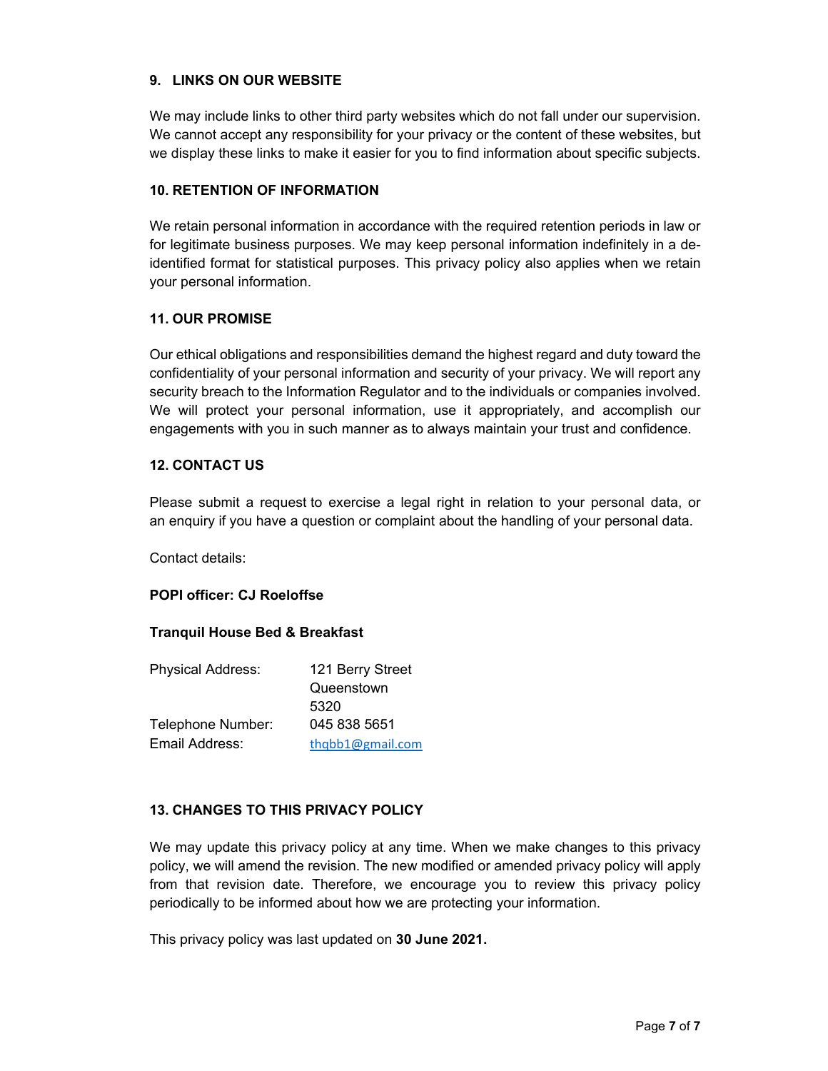## 9. LINKS ON OUR WEBSITE

We may include links to other third party websites which do not fall under our supervision. We cannot accept any responsibility for your privacy or the content of these websites, but we display these links to make it easier for you to find information about specific subjects.

## 10. RETENTION OF INFORMATION

We retain personal information in accordance with the required retention periods in law or for legitimate business purposes. We may keep personal information indefinitely in a de-identified format for statistical purposes. This privacy policy also applies when we retain your personal information.

## 11. OUR PROMISE

Our ethical obligations and responsibilities demand the highest regard and duty toward the confidentiality of your personal information and security of your privacy. We will report any security breach to the Information Regulator and to the individuals or companies involved. We will protect your personal information, use it appropriately, and accomplish our engagements with you in such manner as to always maintain your trust and confidence.

## 12. CONTACT US

Please submit a request to exercise a legal right in relation to your personal data, or an enquiry if you have a question or complaint about the handling of your personal data.

Contact details:

**POPI officer: CJ Roeloffse**

**Tranquil House Bed & Breakfast**

| | |
|---|---|
| Physical Address: | 121 Berry Street<br>Queenstown<br>5320 |
| Telephone Number: | 045 838 5651 |
| Email Address: | thqbb1@gmail.com |

## 13. CHANGES TO THIS PRIVACY POLICY

We may update this privacy policy at any time. When we make changes to this privacy policy, we will amend the revision. The new modified or amended privacy policy will apply from that revision date. Therefore, we encourage you to review this privacy policy periodically to be informed about how we are protecting your information.

This privacy policy was last updated on **30 June 2021.**